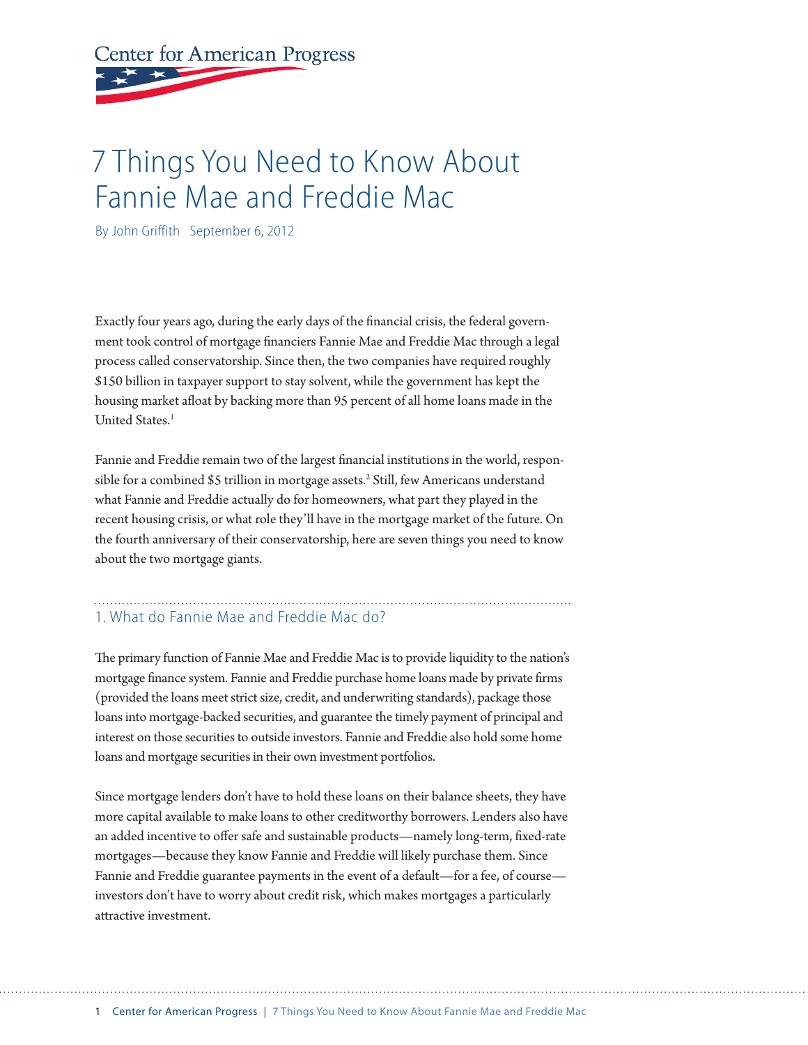Center for American Progress

# 7 Things You Need to Know About Fannie Mae and Freddie Mac

By John Griffith September 6, 2012

Exactly four years ago, during the early days of the financial crisis, the federal government took control of mortgage financiers Fannie Mae and Freddie Mac through a legal process called conservatorship. Since then, the two companies have required roughly $150 billion in taxpayer support to stay solvent, while the government has kept the housing market afloat by backing more than 95 percent of all home loans made in the United States.[1]

Fannie and Freddie remain two of the largest financial institutions in the world, responsible for a combined $5 trillion in mortgage assets.[2] Still, few Americans understand what Fannie and Freddie actually do for homeowners, what part they played in the recent housing crisis, or what role they'll have in the mortgage market of the future. On the fourth anniversary of their conservatorship, here are seven things you need to know about the two mortgage giants.

## 1. What do Fannie Mae and Freddie Mac do?

The primary function of Fannie Mae and Freddie Mac is to provide liquidity to the nation's mortgage finance system. Fannie and Freddie purchase home loans made by private firms (provided the loans meet strict size, credit, and underwriting standards), package those loans into mortgage-backed securities, and guarantee the timely payment of principal and interest on those securities to outside investors. Fannie and Freddie also hold some home loans and mortgage securities in their own investment portfolios.

Since mortgage lenders don't have to hold these loans on their balance sheets, they have more capital available to make loans to other creditworthy borrowers. Lenders also have an added incentive to offer safe and sustainable products—namely long-term, fixed-rate mortgages—because they know Fannie and Freddie will likely purchase them. Since Fannie and Freddie guarantee payments in the event of a default—for a fee, of course—investors don't have to worry about credit risk, which makes mortgages a particularly attractive investment.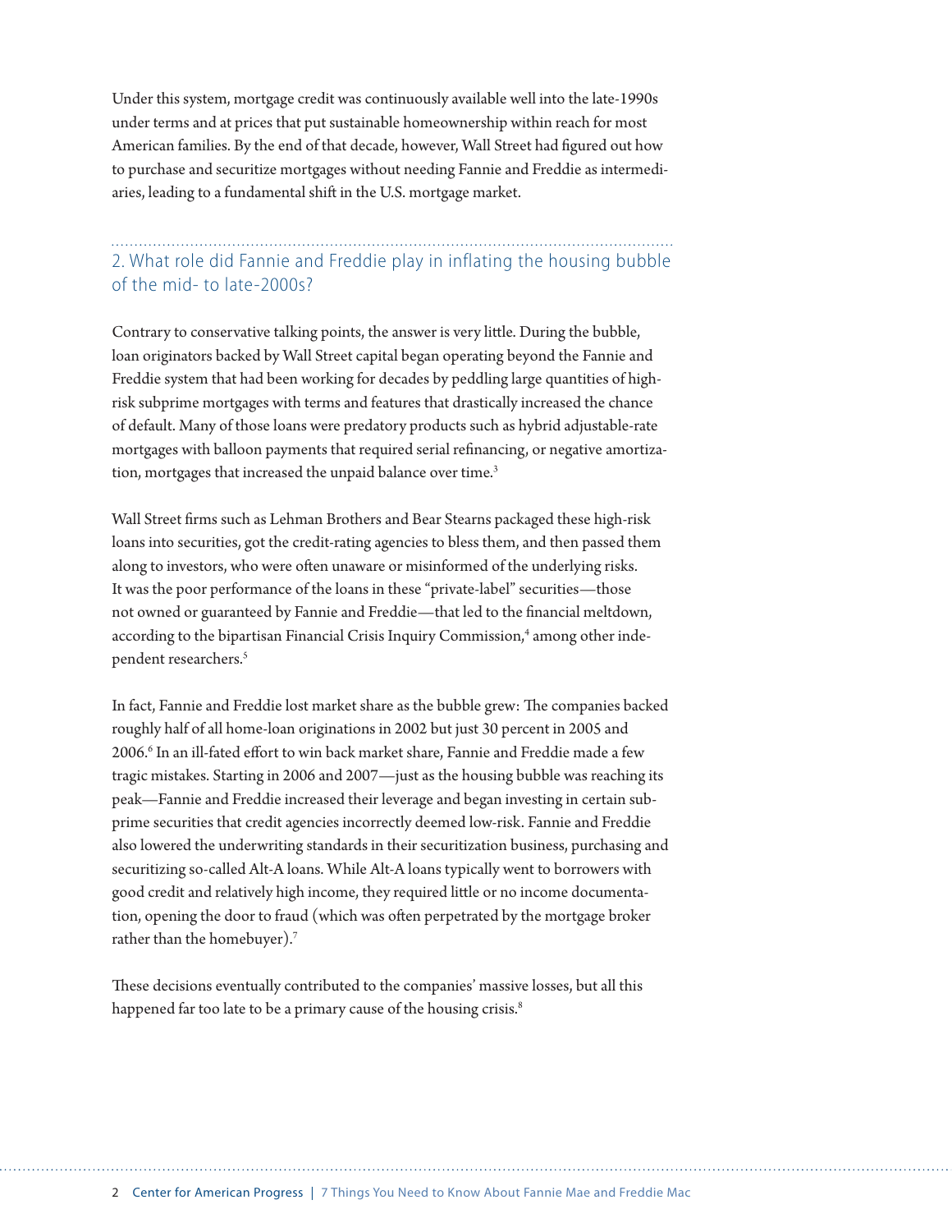Under this system, mortgage credit was continuously available well into the late-1990s under terms and at prices that put sustainable homeownership within reach for most American families. By the end of that decade, however, Wall Street had figured out how to purchase and securitize mortgages without needing Fannie and Freddie as intermediaries, leading to a fundamental shift in the U.S. mortgage market.

## 2. What role did Fannie and Freddie play in inflating the housing bubble of the mid- to late-2000s?

Contrary to conservative talking points, the answer is very little. During the bubble, loan originators backed by Wall Street capital began operating beyond the Fannie and Freddie system that had been working for decades by peddling large quantities of high-risk subprime mortgages with terms and features that drastically increased the chance of default. Many of those loans were predatory products such as hybrid adjustable-rate mortgages with balloon payments that required serial refinancing, or negative amortization, mortgages that increased the unpaid balance over time.[3]

Wall Street firms such as Lehman Brothers and Bear Stearns packaged these high-risk loans into securities, got the credit-rating agencies to bless them, and then passed them along to investors, who were often unaware or misinformed of the underlying risks. It was the poor performance of the loans in these "private-label" securities—those not owned or guaranteed by Fannie and Freddie—that led to the financial meltdown, according to the bipartisan Financial Crisis Inquiry Commission,[4] among other independent researchers.[5]

In fact, Fannie and Freddie lost market share as the bubble grew: The companies backed roughly half of all home-loan originations in 2002 but just 30 percent in 2005 and 2006.[6] In an ill-fated effort to win back market share, Fannie and Freddie made a few tragic mistakes. Starting in 2006 and 2007—just as the housing bubble was reaching its peak—Fannie and Freddie increased their leverage and began investing in certain subprime securities that credit agencies incorrectly deemed low-risk. Fannie and Freddie also lowered the underwriting standards in their securitization business, purchasing and securitizing so-called Alt-A loans. While Alt-A loans typically went to borrowers with good credit and relatively high income, they required little or no income documentation, opening the door to fraud (which was often perpetrated by the mortgage broker rather than the homebuyer).[7]

These decisions eventually contributed to the companies' massive losses, but all this happened far too late to be a primary cause of the housing crisis.[8]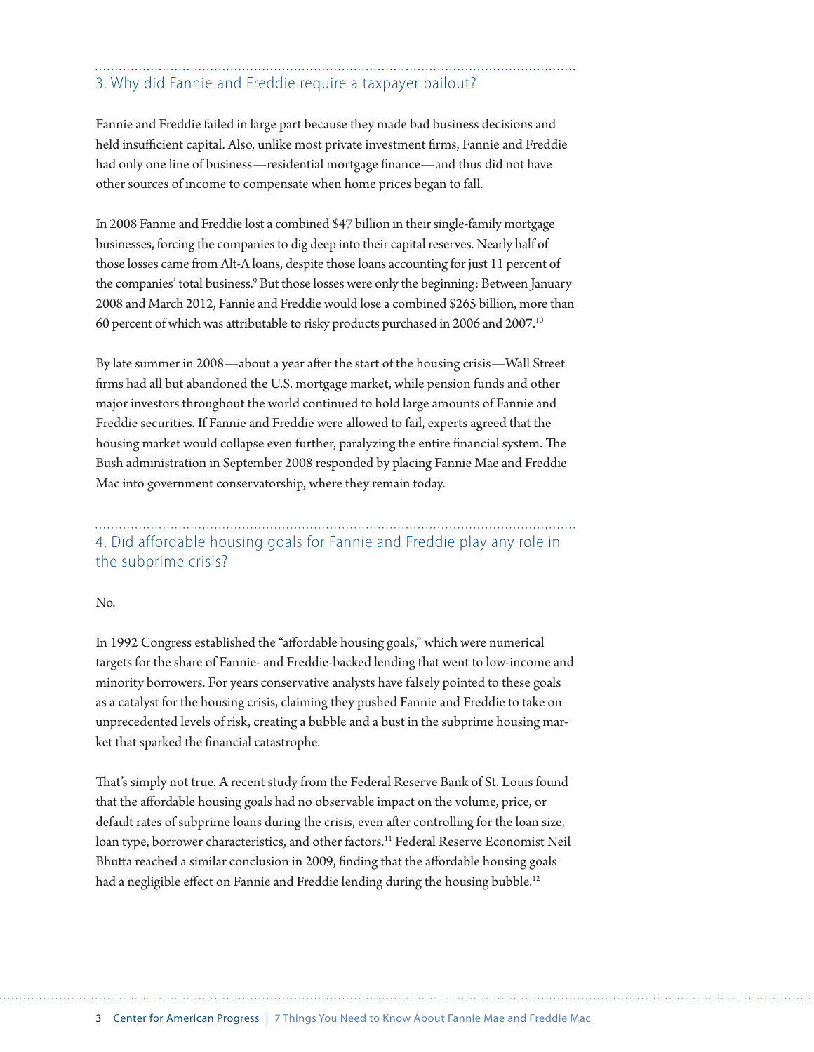## 3. Why did Fannie and Freddie require a taxpayer bailout?

Fannie and Freddie failed in large part because they made bad business decisions and held insufficient capital. Also, unlike most private investment firms, Fannie and Freddie had only one line of business—residential mortgage finance—and thus did not have other sources of income to compensate when home prices began to fall.

In 2008 Fannie and Freddie lost a combined $47 billion in their single-family mortgage businesses, forcing the companies to dig deep into their capital reserves. Nearly half of those losses came from Alt-A loans, despite those loans accounting for just 11 percent of the companies' total business.[9] But those losses were only the beginning: Between January 2008 and March 2012, Fannie and Freddie would lose a combined $265 billion, more than 60 percent of which was attributable to risky products purchased in 2006 and 2007.[10]

By late summer in 2008—about a year after the start of the housing crisis—Wall Street firms had all but abandoned the U.S. mortgage market, while pension funds and other major investors throughout the world continued to hold large amounts of Fannie and Freddie securities. If Fannie and Freddie were allowed to fail, experts agreed that the housing market would collapse even further, paralyzing the entire financial system. The Bush administration in September 2008 responded by placing Fannie Mae and Freddie Mac into government conservatorship, where they remain today.

## 4. Did affordable housing goals for Fannie and Freddie play any role in the subprime crisis?

No.

In 1992 Congress established the "affordable housing goals," which were numerical targets for the share of Fannie- and Freddie-backed lending that went to low-income and minority borrowers. For years conservative analysts have falsely pointed to these goals as a catalyst for the housing crisis, claiming they pushed Fannie and Freddie to take on unprecedented levels of risk, creating a bubble and a bust in the subprime housing market that sparked the financial catastrophe.

That's simply not true. A recent study from the Federal Reserve Bank of St. Louis found that the affordable housing goals had no observable impact on the volume, price, or default rates of subprime loans during the crisis, even after controlling for the loan size, loan type, borrower characteristics, and other factors.[11] Federal Reserve Economist Neil Bhutta reached a similar conclusion in 2009, finding that the affordable housing goals had a negligible effect on Fannie and Freddie lending during the housing bubble.[12]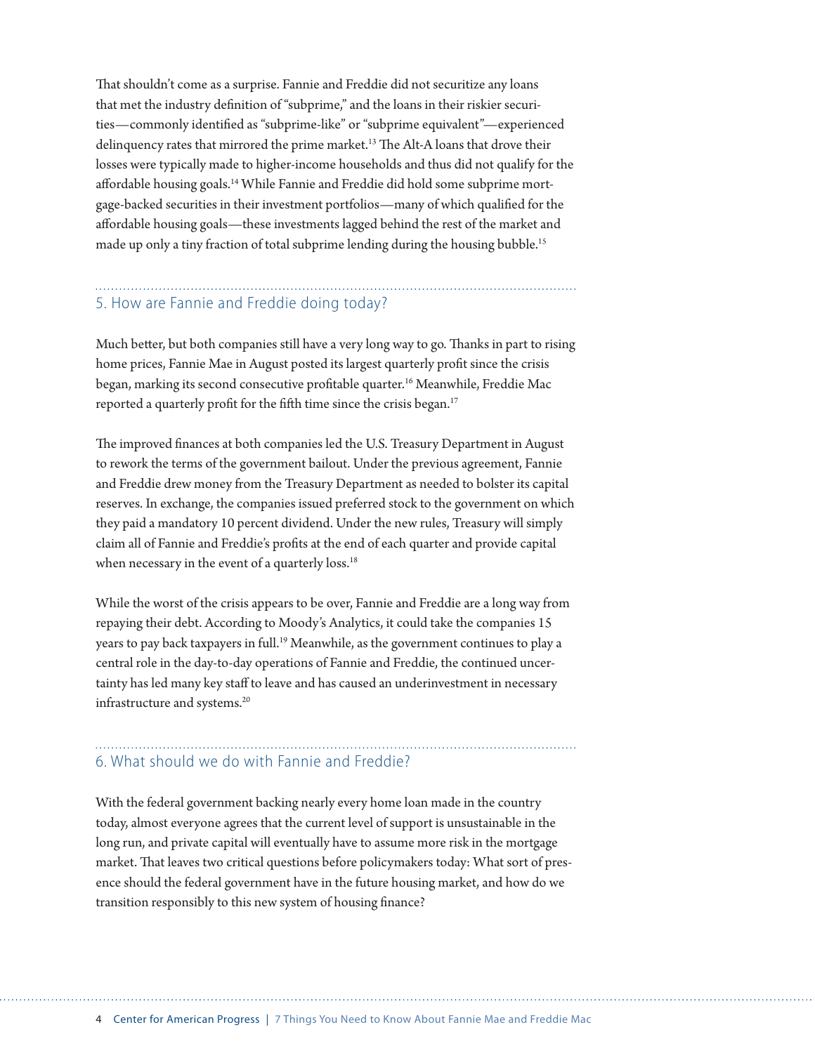That shouldn't come as a surprise. Fannie and Freddie did not securitize any loans that met the industry definition of "subprime," and the loans in their riskier securities—commonly identified as "subprime-like" or "subprime equivalent"—experienced delinquency rates that mirrored the prime market.[13] The Alt-A loans that drove their losses were typically made to higher-income households and thus did not qualify for the affordable housing goals.[14] While Fannie and Freddie did hold some subprime mortgage-backed securities in their investment portfolios—many of which qualified for the affordable housing goals—these investments lagged behind the rest of the market and made up only a tiny fraction of total subprime lending during the housing bubble.[15]

## 5. How are Fannie and Freddie doing today?

Much better, but both companies still have a very long way to go. Thanks in part to rising home prices, Fannie Mae in August posted its largest quarterly profit since the crisis began, marking its second consecutive profitable quarter.[16] Meanwhile, Freddie Mac reported a quarterly profit for the fifth time since the crisis began.[17]

The improved finances at both companies led the U.S. Treasury Department in August to rework the terms of the government bailout. Under the previous agreement, Fannie and Freddie drew money from the Treasury Department as needed to bolster its capital reserves. In exchange, the companies issued preferred stock to the government on which they paid a mandatory 10 percent dividend. Under the new rules, Treasury will simply claim all of Fannie and Freddie's profits at the end of each quarter and provide capital when necessary in the event of a quarterly loss.[18]

While the worst of the crisis appears to be over, Fannie and Freddie are a long way from repaying their debt. According to Moody's Analytics, it could take the companies 15 years to pay back taxpayers in full.[19] Meanwhile, as the government continues to play a central role in the day-to-day operations of Fannie and Freddie, the continued uncertainty has led many key staff to leave and has caused an underinvestment in necessary infrastructure and systems.[20]

## 6. What should we do with Fannie and Freddie?

With the federal government backing nearly every home loan made in the country today, almost everyone agrees that the current level of support is unsustainable in the long run, and private capital will eventually have to assume more risk in the mortgage market. That leaves two critical questions before policymakers today: What sort of presence should the federal government have in the future housing market, and how do we transition responsibly to this new system of housing finance?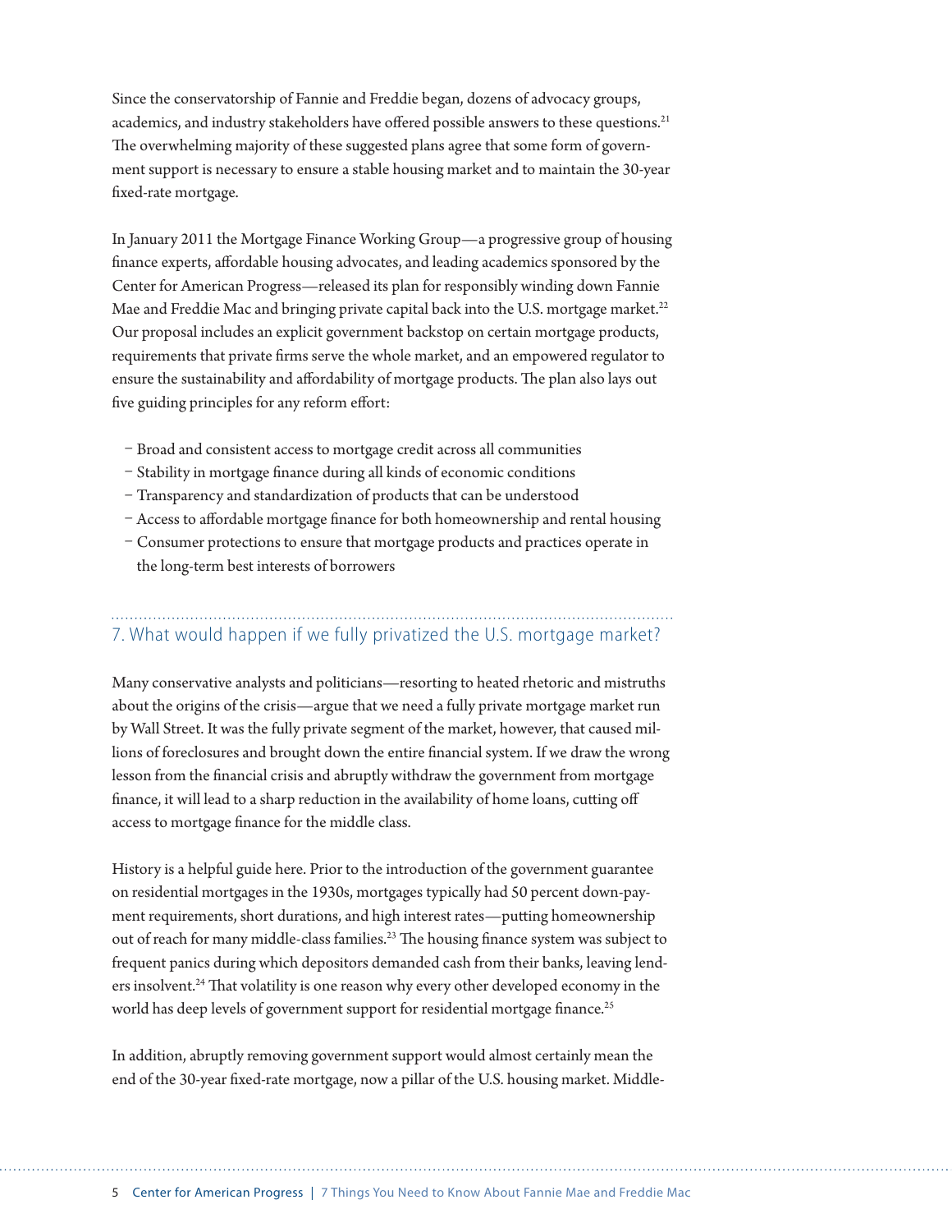Since the conservatorship of Fannie and Freddie began, dozens of advocacy groups, academics, and industry stakeholders have offered possible answers to these questions.[21] The overwhelming majority of these suggested plans agree that some form of government support is necessary to ensure a stable housing market and to maintain the 30-year fixed-rate mortgage.

In January 2011 the Mortgage Finance Working Group—a progressive group of housing finance experts, affordable housing advocates, and leading academics sponsored by the Center for American Progress—released its plan for responsibly winding down Fannie Mae and Freddie Mac and bringing private capital back into the U.S. mortgage market.[22] Our proposal includes an explicit government backstop on certain mortgage products, requirements that private firms serve the whole market, and an empowered regulator to ensure the sustainability and affordability of mortgage products. The plan also lays out five guiding principles for any reform effort:

- Broad and consistent access to mortgage credit across all communities
- Stability in mortgage finance during all kinds of economic conditions
- Transparency and standardization of products that can be understood
- Access to affordable mortgage finance for both homeownership and rental housing
- Consumer protections to ensure that mortgage products and practices operate in the long-term best interests of borrowers

## 7. What would happen if we fully privatized the U.S. mortgage market?

Many conservative analysts and politicians—resorting to heated rhetoric and mistruths about the origins of the crisis—argue that we need a fully private mortgage market run by Wall Street. It was the fully private segment of the market, however, that caused millions of foreclosures and brought down the entire financial system. If we draw the wrong lesson from the financial crisis and abruptly withdraw the government from mortgage finance, it will lead to a sharp reduction in the availability of home loans, cutting off access to mortgage finance for the middle class.

History is a helpful guide here. Prior to the introduction of the government guarantee on residential mortgages in the 1930s, mortgages typically had 50 percent down-payment requirements, short durations, and high interest rates—putting homeownership out of reach for many middle-class families.[23] The housing finance system was subject to frequent panics during which depositors demanded cash from their banks, leaving lenders insolvent.[24] That volatility is one reason why every other developed economy in the world has deep levels of government support for residential mortgage finance.[25]

In addition, abruptly removing government support would almost certainly mean the end of the 30-year fixed-rate mortgage, now a pillar of the U.S. housing market. Middle-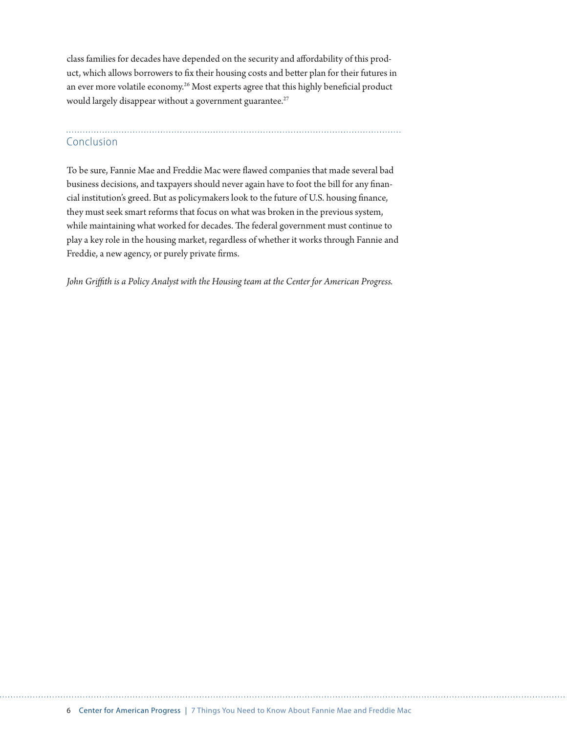class families for decades have depended on the security and affordability of this product, which allows borrowers to fix their housing costs and better plan for their futures in an ever more volatile economy.[26] Most experts agree that this highly beneficial product would largely disappear without a government guarantee.[27]

## Conclusion

To be sure, Fannie Mae and Freddie Mac were flawed companies that made several bad business decisions, and taxpayers should never again have to foot the bill for any financial institution's greed. But as policymakers look to the future of U.S. housing finance, they must seek smart reforms that focus on what was broken in the previous system, while maintaining what worked for decades. The federal government must continue to play a key role in the housing market, regardless of whether it works through Fannie and Freddie, a new agency, or purely private firms.

*John Griffith is a Policy Analyst with the Housing team at the Center for American Progress.*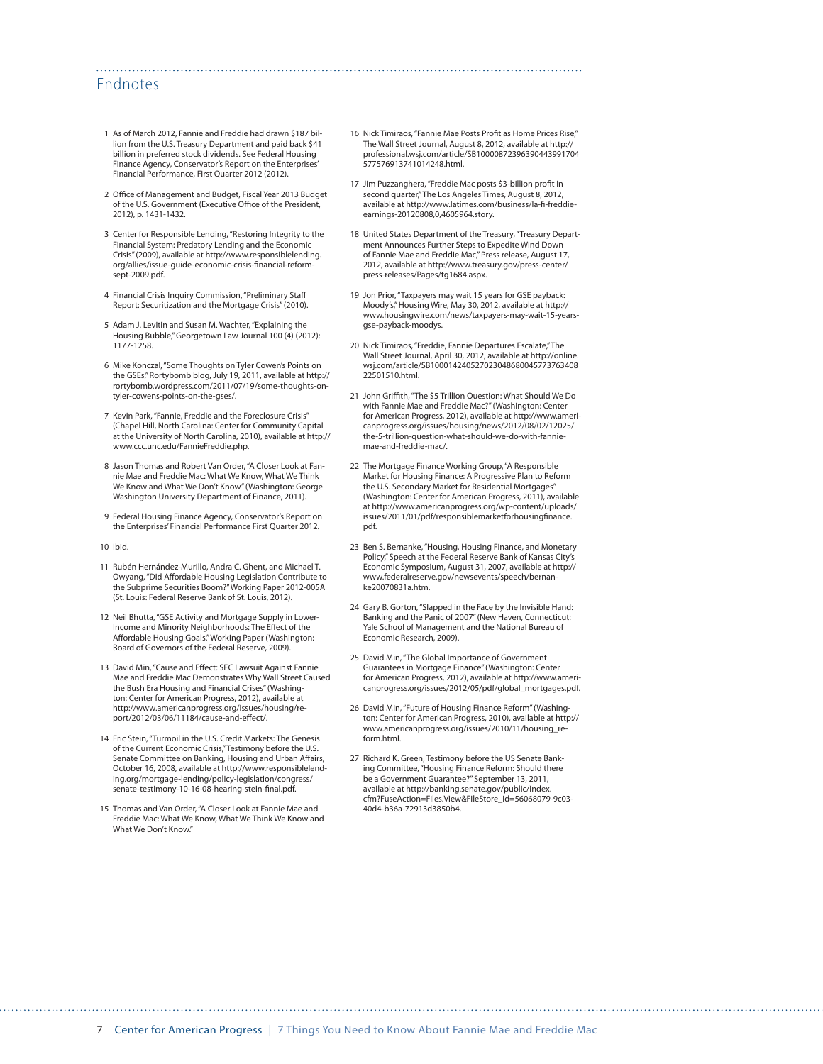## Endnotes

1. As of March 2012, Fannie and Freddie had drawn $187 billion from the U.S. Treasury Department and paid back $41 billion in preferred stock dividends. See Federal Housing Finance Agency, Conservator's Report on the Enterprises' Financial Performance, First Quarter 2012 (2012).

2. Office of Management and Budget, Fiscal Year 2013 Budget of the U.S. Government (Executive Office of the President, 2012), p. 1431-1432.

3. Center for Responsible Lending, "Restoring Integrity to the Financial System: Predatory Lending and the Economic Crisis" (2009), available at http://www.responsiblelending.org/allies/issue-guide-economic-crisis-financial-reform-sept-2009.pdf.

4. Financial Crisis Inquiry Commission, "Preliminary Staff Report: Securitization and the Mortgage Crisis" (2010).

5. Adam J. Levitin and Susan M. Wachter, "Explaining the Housing Bubble," Georgetown Law Journal 100 (4) (2012): 1177-1258.

6. Mike Konczal, "Some Thoughts on Tyler Cowen's Points on the GSEs," Rortybomb blog, July 19, 2011, available at http://rortybomb.wordpress.com/2011/07/19/some-thoughts-on-tyler-cowens-points-on-the-gses/.

7. Kevin Park, "Fannie, Freddie and the Foreclosure Crisis" (Chapel Hill, North Carolina: Center for Community Capital at the University of North Carolina, 2010), available at http://www.ccc.unc.edu/FannieFreddie.php.

8. Jason Thomas and Robert Van Order, "A Closer Look at Fannie Mae and Freddie Mac: What We Know, What We Think We Know and What We Don't Know" (Washington: George Washington University Department of Finance, 2011).

9. Federal Housing Finance Agency, Conservator's Report on the Enterprises' Financial Performance First Quarter 2012.

10. Ibid.

11. Rubén Hernández-Murillo, Andra C. Ghent, and Michael T. Owyang, "Did Affordable Housing Legislation Contribute to the Subprime Securities Boom?" Working Paper 2012-005A (St. Louis: Federal Reserve Bank of St. Louis, 2012).

12. Neil Bhutta, "GSE Activity and Mortgage Supply in Lower-Income and Minority Neighborhoods: The Effect of the Affordable Housing Goals." Working Paper (Washington: Board of Governors of the Federal Reserve, 2009).

13. David Min, "Cause and Effect: SEC Lawsuit Against Fannie Mae and Freddie Mac Demonstrates Why Wall Street Caused the Bush Era Housing and Financial Crises" (Washington: Center for American Progress, 2012), available at http://www.americanprogress.org/issues/housing/report/2012/03/06/11184/cause-and-effect/.

14. Eric Stein, "Turmoil in the U.S. Credit Markets: The Genesis of the Current Economic Crisis," Testimony before the U.S. Senate Committee on Banking, Housing and Urban Affairs, October 16, 2008, available at http://www.responsiblelending.org/mortgage-lending/policy-legislation/congress/senate-testimony-10-16-08-hearing-stein-final.pdf.

15. Thomas and Van Order, "A Closer Look at Fannie Mae and Freddie Mac: What We Know, What We Think We Know and What We Don't Know."

16. Nick Timiraos, "Fannie Mae Posts Profit as Home Prices Rise," The Wall Street Journal, August 8, 2012, available at http://professional.wsj.com/article/SB10000872396390443991704577576913741014248.html.

17. Jim Puzzanghera, "Freddie Mac posts $3-billion profit in second quarter," The Los Angeles Times, August 8, 2012, available at http://www.latimes.com/business/la-fi-freddie-earnings-20120808,0,4605964.story.

18. United States Department of the Treasury, "Treasury Department Announces Further Steps to Expedite Wind Down of Fannie Mae and Freddie Mac," Press release, August 17, 2012, available at http://www.treasury.gov/press-center/press-releases/Pages/tg1684.aspx.

19. Jon Prior, "Taxpayers may wait 15 years for GSE payback: Moody's," Housing Wire, May 30, 2012, available at http://www.housingwire.com/news/taxpayers-may-wait-15-years-gse-payback-moodys.

20. Nick Timiraos, "Freddie, Fannie Departures Escalate," The Wall Street Journal, April 30, 2012, available at http://online.wsj.com/article/SB10001424052702304868004577376340822501510.html.

21. John Griffith, "The $5 Trillion Question: What Should We Do with Fannie Mae and Freddie Mac?" (Washington: Center for American Progress, 2012), available at http://www.americanprogress.org/issues/housing/news/2012/08/02/12025/the-5-trillion-question-what-should-we-do-with-fannie-mae-and-freddie-mac/.

22. The Mortgage Finance Working Group, "A Responsible Market for Housing Finance: A Progressive Plan to Reform the U.S. Secondary Market for Residential Mortgages" (Washington: Center for American Progress, 2011), available at http://www.americanprogress.org/wp-content/uploads/issues/2011/01/pdf/responsiblemarketforhousingfinance.pdf.

23. Ben S. Bernanke, "Housing, Housing Finance, and Monetary Policy," Speech at the Federal Reserve Bank of Kansas City's Economic Symposium, August 31, 2007, available at http://www.federalreserve.gov/newsevents/speech/bernanke20070831a.htm.

24. Gary B. Gorton, "Slapped in the Face by the Invisible Hand: Banking and the Panic of 2007" (New Haven, Connecticut: Yale School of Management and the National Bureau of Economic Research, 2009).

25. David Min, "The Global Importance of Government Guarantees in Mortgage Finance" (Washington: Center for American Progress, 2012), available at http://www.americanprogress.org/issues/2012/05/pdf/global_mortgages.pdf.

26. David Min, "Future of Housing Finance Reform" (Washington: Center for American Progress, 2010), available at http://www.americanprogress.org/issues/2010/11/housing_reform.html.

27. Richard K. Green, Testimony before the US Senate Banking Committee, "Housing Finance Reform: Should there be a Government Guarantee?" September 13, 2011, available at http://banking.senate.gov/public/index.cfm?FuseAction=Files.View&FileStore_id=56068079-9c03-40d4-b36a-72913d3850b4.